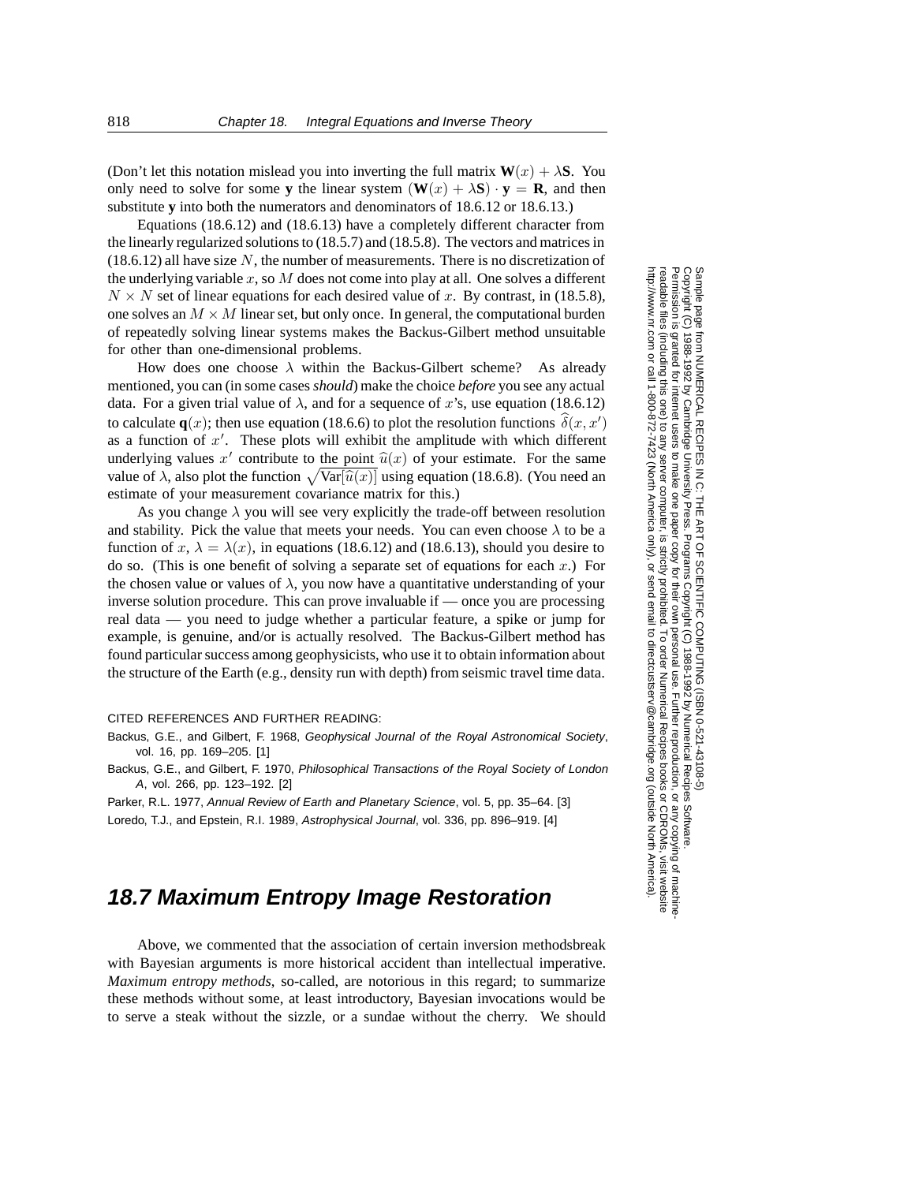(Don't let this notation mislead you into inverting the full matrix $\mathbf{W}(x) + \lambda\mathbf{S}$. You only need to solve for some $\mathbf{y}$ the linear system $(\mathbf{W}(x) + \lambda\mathbf{S}) \cdot \mathbf{y} = \mathbf{R}$, and then substitute $\mathbf{y}$ into both the numerators and denominators of 18.6.12 or 18.6.13.)

Equations (18.6.12) and (18.6.13) have a completely different character from the linearly regularized solutions to (18.5.7) and (18.5.8). The vectors and matrices in (18.6.12) all have size $N$, the number of measurements. There is no discretization of the underlying variable $x$, so $M$ does not come into play at all. One solves a different $N \times N$ set of linear equations for each desired value of $x$. By contrast, in (18.5.8), one solves an $M \times M$ linear set, but only once. In general, the computational burden of repeatedly solving linear systems makes the Backus-Gilbert method unsuitable for other than one-dimensional problems.

How does one choose $\lambda$ within the Backus-Gilbert scheme? As already mentioned, you can (in some cases *should*) make the choice *before* you see any actual data. For a given trial value of $\lambda$, and for a sequence of $x$'s, use equation (18.6.12) to calculate $\mathbf{q}(x)$; then use equation (18.6.6) to plot the resolution functions $\widehat{\delta}(x, x')$ as a function of $x'$. These plots will exhibit the amplitude with which different underlying values $x'$ contribute to the point $\widehat{u}(x)$ of your estimate. For the same value of $\lambda$, also plot the function $\sqrt{\text{Var}[\widehat{u}(x)]}$ using equation (18.6.8). (You need an estimate of your measurement covariance matrix for this.)

As you change $\lambda$ you will see very explicitly the trade-off between resolution and stability. Pick the value that meets your needs. You can even choose $\lambda$ to be a function of $x$, $\lambda = \lambda(x)$, in equations (18.6.12) and (18.6.13), should you desire to do so. (This is one benefit of solving a separate set of equations for each $x$.) For the chosen value or values of $\lambda$, you now have a quantitative understanding of your inverse solution procedure. This can prove invaluable if — once you are processing real data — you need to judge whether a particular feature, a spike or jump for example, is genuine, and/or is actually resolved. The Backus-Gilbert method has found particular success among geophysicists, who use it to obtain information about the structure of the Earth (e.g., density run with depth) from seismic travel time data.

CITED REFERENCES AND FURTHER READING:

Backus, G.E., and Gilbert, F. 1968, *Geophysical Journal of the Royal Astronomical Society*, vol. 16, pp. 169–205. [1]

Backus, G.E., and Gilbert, F. 1970, *Philosophical Transactions of the Royal Society of London A*, vol. 266, pp. 123–192. [2]

Parker, R.L. 1977, *Annual Review of Earth and Planetary Science*, vol. 5, pp. 35–64. [3]

Loredo, T.J., and Epstein, R.I. 1989, *Astrophysical Journal*, vol. 336, pp. 896–919. [4]

## 18.7 Maximum Entropy Image Restoration

Above, we commented that the association of certain inversion methodsbreak with Bayesian arguments is more historical accident than intellectual imperative. *Maximum entropy methods*, so-called, are notorious in this regard; to summarize these methods without some, at least introductory, Bayesian invocations would be to serve a steak without the sizzle, or a sundae without the cherry. We should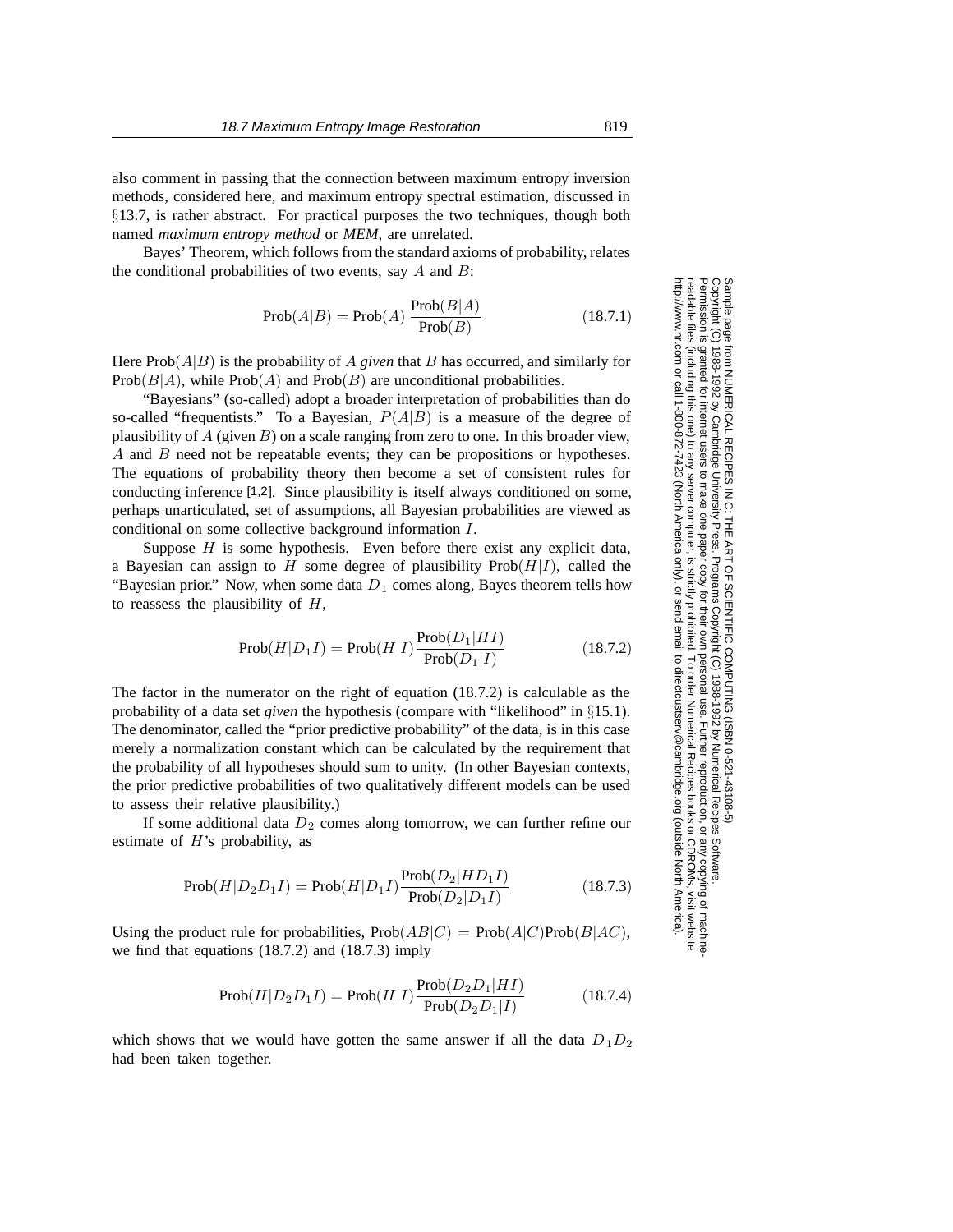also comment in passing that the connection between maximum entropy inversion methods, considered here, and maximum entropy spectral estimation, discussed in §13.7, is rather abstract. For practical purposes the two techniques, though both named *maximum entropy method* or *MEM*, are unrelated.

Bayes' Theorem, which follows from the standard axioms of probability, relates the conditional probabilities of two events, say $A$ and $B$:

$$\text{Prob}(A|B) = \text{Prob}(A)\,\frac{\text{Prob}(B|A)}{\text{Prob}(B)} \tag{18.7.1}$$

Here $\text{Prob}(A|B)$ is the probability of $A$ *given* that $B$ has occurred, and similarly for $\text{Prob}(B|A)$, while $\text{Prob}(A)$ and $\text{Prob}(B)$ are unconditional probabilities.

"Bayesians" (so-called) adopt a broader interpretation of probabilities than do so-called "frequentists." To a Bayesian, $P(A|B)$ is a measure of the degree of plausibility of $A$ (given $B$) on a scale ranging from zero to one. In this broader view, $A$ and $B$ need not be repeatable events; they can be propositions or hypotheses. The equations of probability theory then become a set of consistent rules for conducting inference [1,2]. Since plausibility is itself always conditioned on some, perhaps unarticulated, set of assumptions, all Bayesian probabilities are viewed as conditional on some collective background information $I$.

Suppose $H$ is some hypothesis. Even before there exist any explicit data, a Bayesian can assign to $H$ some degree of plausibility $\text{Prob}(H|I)$, called the "Bayesian prior." Now, when some data $D_1$ comes along, Bayes theorem tells how to reassess the plausibility of $H$,

$$\text{Prob}(H|D_1 I) = \text{Prob}(H|I)\frac{\text{Prob}(D_1|HI)}{\text{Prob}(D_1|I)} \tag{18.7.2}$$

The factor in the numerator on the right of equation (18.7.2) is calculable as the probability of a data set *given* the hypothesis (compare with "likelihood" in §15.1). The denominator, called the "prior predictive probability" of the data, is in this case merely a normalization constant which can be calculated by the requirement that the probability of all hypotheses should sum to unity. (In other Bayesian contexts, the prior predictive probabilities of two qualitatively different models can be used to assess their relative plausibility.)

If some additional data $D_2$ comes along tomorrow, we can further refine our estimate of $H$'s probability, as

$$\text{Prob}(H|D_2 D_1 I) = \text{Prob}(H|D_1 I)\frac{\text{Prob}(D_2|HD_1 I)}{\text{Prob}(D_2|D_1 I)} \tag{18.7.3}$$

Using the product rule for probabilities, $\text{Prob}(AB|C) = \text{Prob}(A|C)\text{Prob}(B|AC)$, we find that equations (18.7.2) and (18.7.3) imply

$$\text{Prob}(H|D_2 D_1 I) = \text{Prob}(H|I)\frac{\text{Prob}(D_2 D_1|HI)}{\text{Prob}(D_2 D_1|I)} \tag{18.7.4}$$

which shows that we would have gotten the same answer if all the data $D_1 D_2$ had been taken together.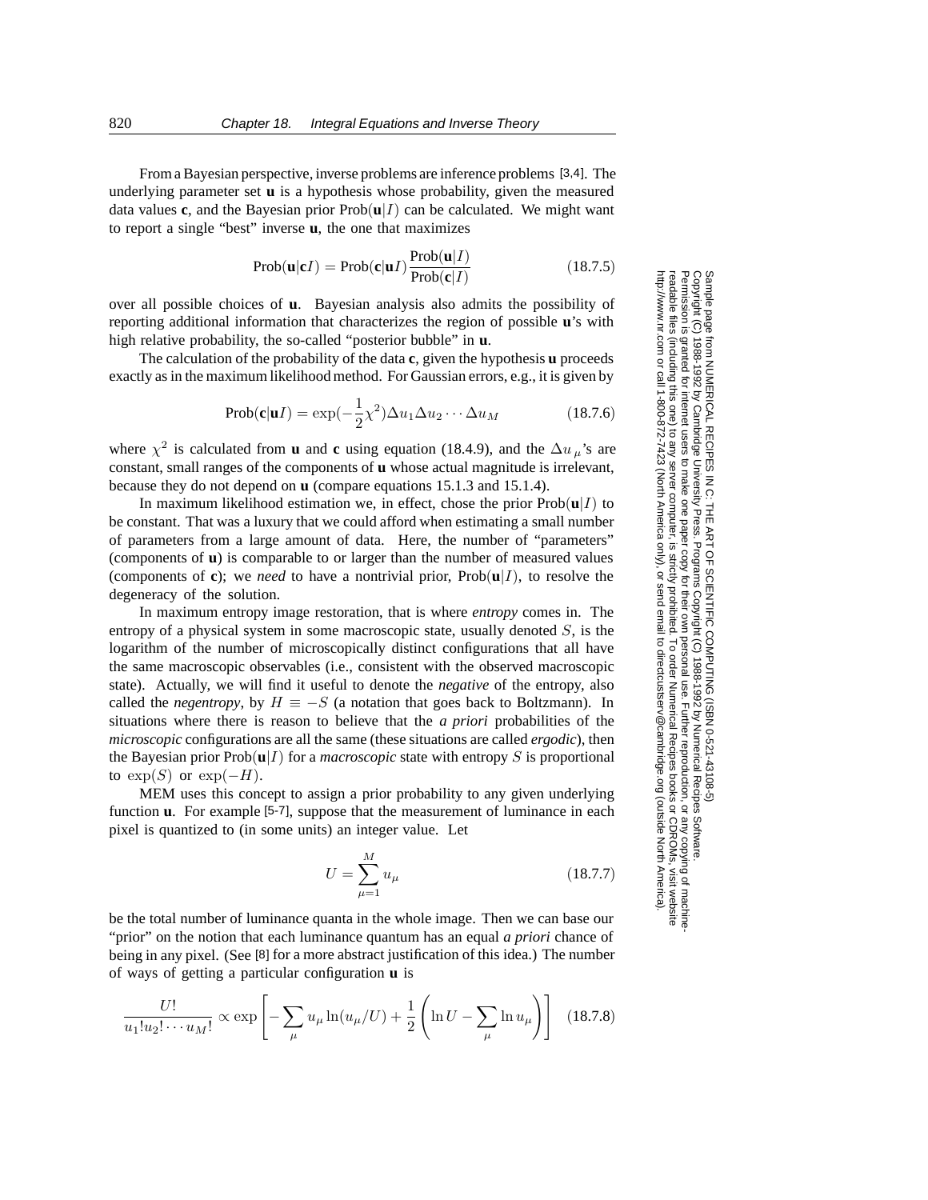From a Bayesian perspective, inverse problems are inference problems [3,4]. The underlying parameter set **u** is a hypothesis whose probability, given the measured data values **c**, and the Bayesian prior $\text{Prob}(\mathbf{u}|I)$ can be calculated. We might want to report a single "best" inverse **u**, the one that maximizes

$$\text{Prob}(\mathbf{u}|\mathbf{c}I) = \text{Prob}(\mathbf{c}|\mathbf{u}I)\frac{\text{Prob}(\mathbf{u}|I)}{\text{Prob}(\mathbf{c}|I)} \tag{18.7.5}$$

over all possible choices of **u**. Bayesian analysis also admits the possibility of reporting additional information that characterizes the region of possible **u**'s with high relative probability, the so-called "posterior bubble" in **u**.

The calculation of the probability of the data **c**, given the hypothesis **u** proceeds exactly as in the maximum likelihood method. For Gaussian errors, e.g., it is given by

$$\text{Prob}(\mathbf{c}|\mathbf{u}I) = \exp(-\frac{1}{2}\chi^2)\Delta u_1 \Delta u_2 \cdots \Delta u_M \tag{18.7.6}$$

where $\chi^2$ is calculated from **u** and **c** using equation (18.4.9), and the $\Delta u_\mu$'s are constant, small ranges of the components of **u** whose actual magnitude is irrelevant, because they do not depend on **u** (compare equations 15.1.3 and 15.1.4).

In maximum likelihood estimation we, in effect, chose the prior $\text{Prob}(\mathbf{u}|I)$ to be constant. That was a luxury that we could afford when estimating a small number of parameters from a large amount of data. Here, the number of "parameters" (components of **u**) is comparable to or larger than the number of measured values (components of **c**); we *need* to have a nontrivial prior, $\text{Prob}(\mathbf{u}|I)$, to resolve the degeneracy of the solution.

In maximum entropy image restoration, that is where *entropy* comes in. The entropy of a physical system in some macroscopic state, usually denoted $S$, is the logarithm of the number of microscopically distinct configurations that all have the same macroscopic observables (i.e., consistent with the observed macroscopic state). Actually, we will find it useful to denote the *negative* of the entropy, also called the *negentropy*, by $H \equiv -S$ (a notation that goes back to Boltzmann). In situations where there is reason to believe that the *a priori* probabilities of the *microscopic* configurations are all the same (these situations are called *ergodic*), then the Bayesian prior $\text{Prob}(\mathbf{u}|I)$ for a *macroscopic* state with entropy $S$ is proportional to $\exp(S)$ or $\exp(-H)$.

MEM uses this concept to assign a prior probability to any given underlying function **u**. For example [5-7], suppose that the measurement of luminance in each pixel is quantized to (in some units) an integer value. Let

$$U = \sum_{\mu=1}^{M} u_\mu \tag{18.7.7}$$

be the total number of luminance quanta in the whole image. Then we can base our "prior" on the notion that each luminance quantum has an equal *a priori* chance of being in any pixel. (See [8] for a more abstract justification of this idea.) The number of ways of getting a particular configuration **u** is

$$\frac{U!}{u_1!u_2!\cdots u_M!} \propto \exp\left[-\sum_\mu u_\mu \ln(u_\mu/U) + \frac{1}{2}\left(\ln U - \sum_\mu \ln u_\mu\right)\right] \tag{18.7.8}$$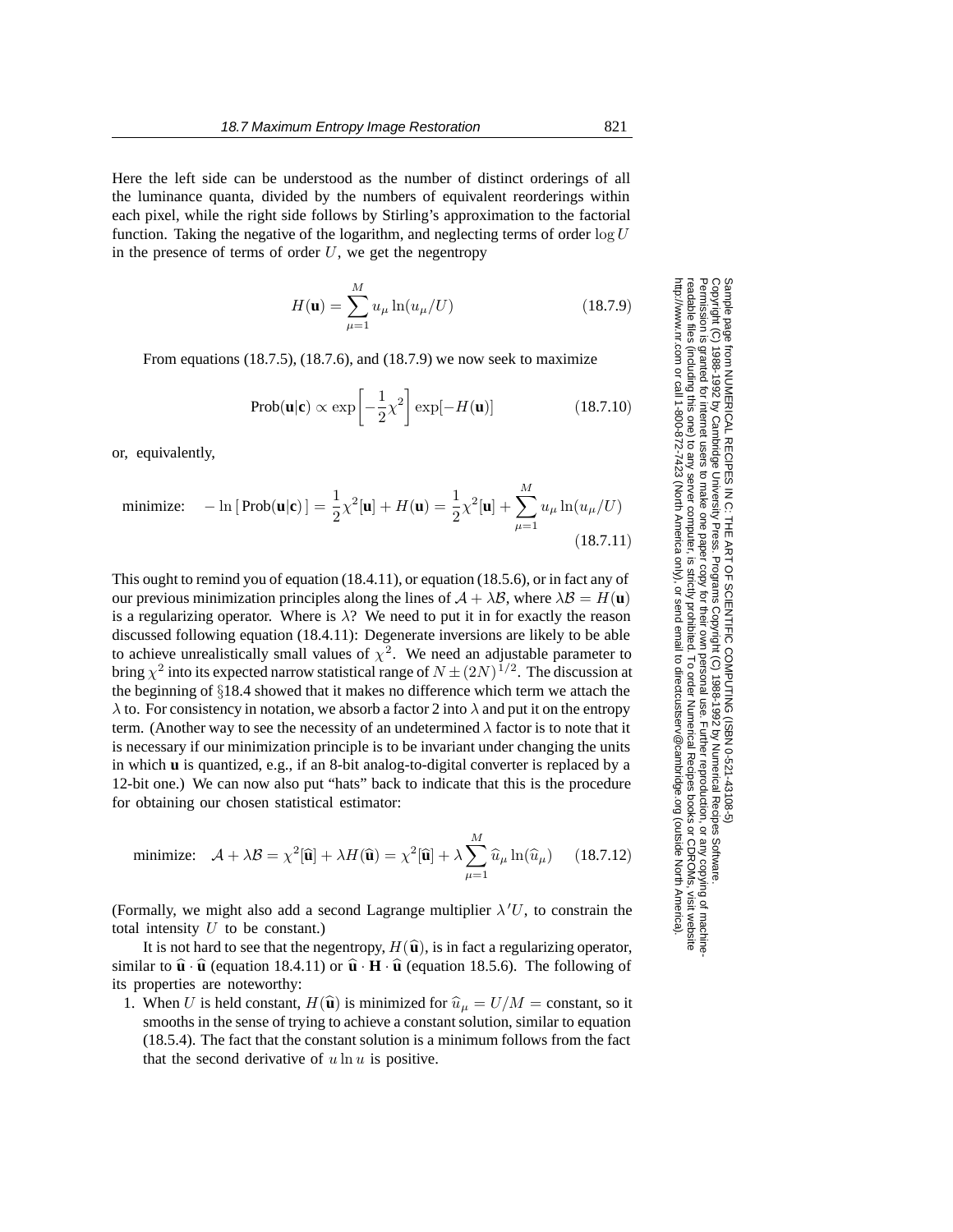Here the left side can be understood as the number of distinct orderings of all the luminance quanta, divided by the numbers of equivalent reorderings within each pixel, while the right side follows by Stirling's approximation to the factorial function. Taking the negative of the logarithm, and neglecting terms of order $\log U$ in the presence of terms of order $U$, we get the negentropy

$$H(\mathbf{u}) = \sum_{\mu=1}^{M} u_\mu \ln(u_\mu/U) \tag{18.7.9}$$

From equations (18.7.5), (18.7.6), and (18.7.9) we now seek to maximize

$$\text{Prob}(\mathbf{u}|\mathbf{c}) \propto \exp\left[-\frac{1}{2}\chi^2\right] \exp[-H(\mathbf{u})] \tag{18.7.10}$$

or, equivalently,

$$\text{minimize:} \quad -\ln\left[\,\text{Prob}(\mathbf{u}|\mathbf{c})\,\right] = \frac{1}{2}\chi^2[\mathbf{u}] + H(\mathbf{u}) = \frac{1}{2}\chi^2[\mathbf{u}] + \sum_{\mu=1}^{M} u_\mu \ln(u_\mu/U) \tag{18.7.11}$$

This ought to remind you of equation (18.4.11), or equation (18.5.6), or in fact any of our previous minimization principles along the lines of $\mathcal{A} + \lambda\mathcal{B}$, where $\lambda\mathcal{B} = H(\mathbf{u})$ is a regularizing operator. Where is $\lambda$? We need to put it in for exactly the reason discussed following equation (18.4.11): Degenerate inversions are likely to be able to achieve unrealistically small values of $\chi^2$. We need an adjustable parameter to bring $\chi^2$ into its expected narrow statistical range of $N \pm (2N)^{1/2}$. The discussion at the beginning of §18.4 showed that it makes no difference which term we attach the $\lambda$ to. For consistency in notation, we absorb a factor 2 into $\lambda$ and put it on the entropy term. (Another way to see the necessity of an undetermined $\lambda$ factor is to note that it is necessary if our minimization principle is to be invariant under changing the units in which **u** is quantized, e.g., if an 8-bit analog-to-digital converter is replaced by a 12-bit one.) We can now also put "hats" back to indicate that this is the procedure for obtaining our chosen statistical estimator:

$$\text{minimize:} \quad \mathcal{A} + \lambda\mathcal{B} = \chi^2[\widehat{\mathbf{u}}] + \lambda H(\widehat{\mathbf{u}}) = \chi^2[\widehat{\mathbf{u}}] + \lambda \sum_{\mu=1}^{M} \widehat{u}_\mu \ln(\widehat{u}_\mu) \tag{18.7.12}$$

(Formally, we might also add a second Lagrange multiplier $\lambda' U$, to constrain the total intensity $U$ to be constant.)

It is not hard to see that the negentropy, $H(\widehat{\mathbf{u}})$, is in fact a regularizing operator, similar to $\widehat{\mathbf{u}} \cdot \widehat{\mathbf{u}}$ (equation 18.4.11) or $\widehat{\mathbf{u}} \cdot \mathbf{H} \cdot \widehat{\mathbf{u}}$ (equation 18.5.6). The following of its properties are noteworthy:

1. When $U$ is held constant, $H(\widehat{\mathbf{u}})$ is minimized for $\widehat{u}_\mu = U/M = \text{constant}$, so it smooths in the sense of trying to achieve a constant solution, similar to equation (18.5.4). The fact that the constant solution is a minimum follows from the fact that the second derivative of $u \ln u$ is positive.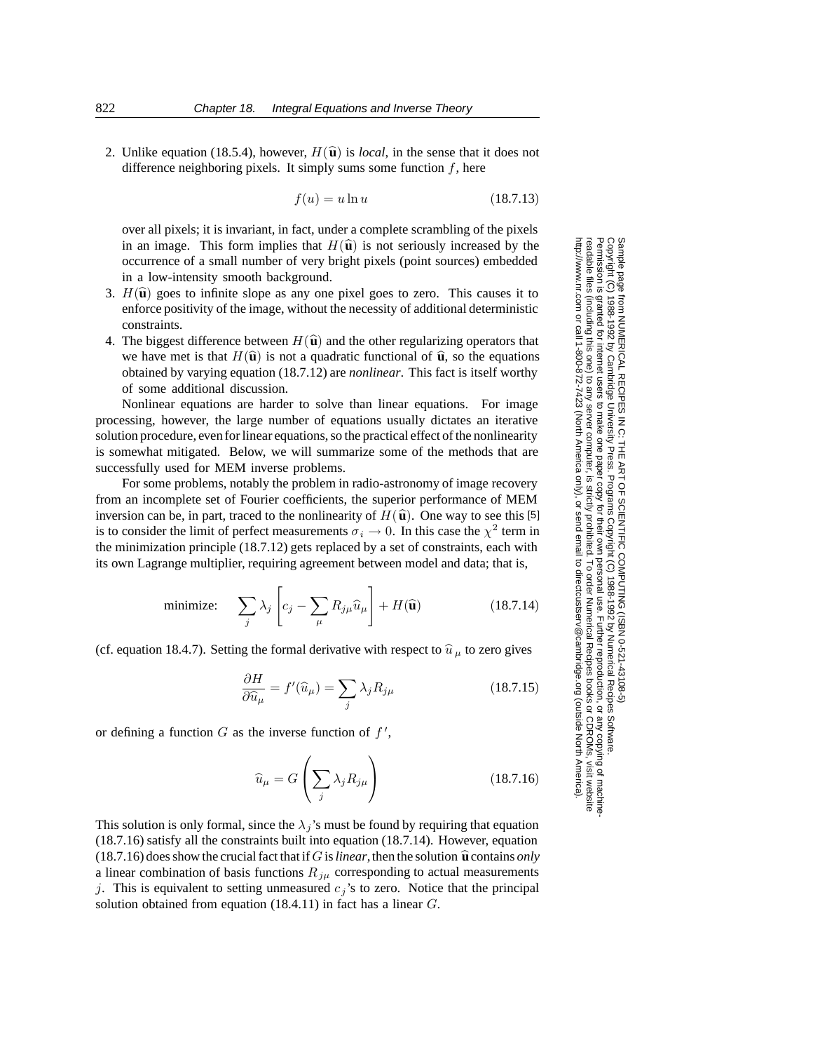2. Unlike equation (18.5.4), however, $H(\widehat{\mathbf{u}})$ is *local*, in the sense that it does not difference neighboring pixels. It simply sums some function $f$, here

$$f(u) = u \ln u \tag{18.7.13}$$

over all pixels; it is invariant, in fact, under a complete scrambling of the pixels in an image. This form implies that $H(\widehat{\mathbf{u}})$ is not seriously increased by the occurrence of a small number of very bright pixels (point sources) embedded in a low-intensity smooth background.

3. $H(\widehat{\mathbf{u}})$ goes to infinite slope as any one pixel goes to zero. This causes it to enforce positivity of the image, without the necessity of additional deterministic constraints.

4. The biggest difference between $H(\widehat{\mathbf{u}})$ and the other regularizing operators that we have met is that $H(\widehat{\mathbf{u}})$ is not a quadratic functional of $\widehat{\mathbf{u}}$, so the equations obtained by varying equation (18.7.12) are *nonlinear*. This fact is itself worthy of some additional discussion.

Nonlinear equations are harder to solve than linear equations. For image processing, however, the large number of equations usually dictates an iterative solution procedure, even for linear equations, so the practical effect of the nonlinearity is somewhat mitigated. Below, we will summarize some of the methods that are successfully used for MEM inverse problems.

For some problems, notably the problem in radio-astronomy of image recovery from an incomplete set of Fourier coefficients, the superior performance of MEM inversion can be, in part, traced to the nonlinearity of $H(\widehat{\mathbf{u}})$. One way to see this [5] is to consider the limit of perfect measurements $\sigma_i \to 0$. In this case the $\chi^2$ term in the minimization principle (18.7.12) gets replaced by a set of constraints, each with its own Lagrange multiplier, requiring agreement between model and data; that is,

$$\text{minimize:} \qquad \sum_j \lambda_j \left[ c_j - \sum_\mu R_{j\mu} \widehat{u}_\mu \right] + H(\widehat{\mathbf{u}}) \tag{18.7.14}$$

(cf. equation 18.4.7). Setting the formal derivative with respect to $\widehat{u}_\mu$ to zero gives

$$\frac{\partial H}{\partial \widehat{u}_\mu} = f'(\widehat{u}_\mu) = \sum_j \lambda_j R_{j\mu} \tag{18.7.15}$$

or defining a function $G$ as the inverse function of $f'$,

$$\widehat{u}_\mu = G\left(\sum_j \lambda_j R_{j\mu}\right) \tag{18.7.16}$$

This solution is only formal, since the $\lambda_j$'s must be found by requiring that equation (18.7.16) satisfy all the constraints built into equation (18.7.14). However, equation (18.7.16) does show the crucial fact that if $G$ is *linear*, then the solution $\widehat{\mathbf{u}}$ contains *only* a linear combination of basis functions $R_{j\mu}$ corresponding to actual measurements $j$. This is equivalent to setting unmeasured $c_j$'s to zero. Notice that the principal solution obtained from equation (18.4.11) in fact has a linear $G$.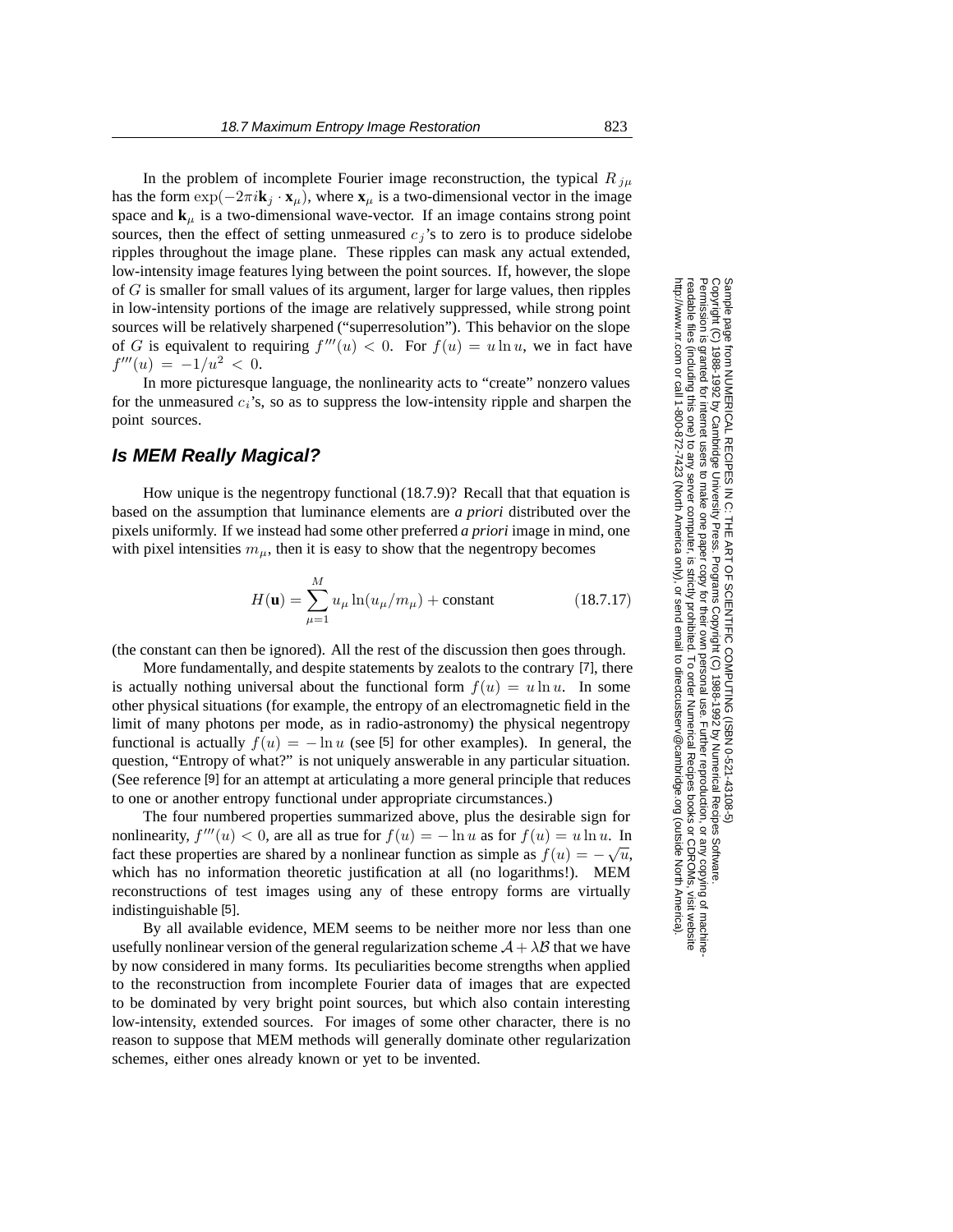In the problem of incomplete Fourier image reconstruction, the typical $R_{j\mu}$ has the form $\exp(-2\pi i \mathbf{k}_j \cdot \mathbf{x}_\mu)$, where $\mathbf{x}_\mu$ is a two-dimensional vector in the image space and $\mathbf{k}_\mu$ is a two-dimensional wave-vector. If an image contains strong point sources, then the effect of setting unmeasured $c_j$'s to zero is to produce sidelobe ripples throughout the image plane. These ripples can mask any actual extended, low-intensity image features lying between the point sources. If, however, the slope of $G$ is smaller for small values of its argument, larger for large values, then ripples in low-intensity portions of the image are relatively suppressed, while strong point sources will be relatively sharpened ("superresolution"). This behavior on the slope of $G$ is equivalent to requiring $f'''(u) < 0$. For $f(u) = u \ln u$, we in fact have $f'''(u) = -1/u^2 < 0$.

In more picturesque language, the nonlinearity acts to "create" nonzero values for the unmeasured $c_i$'s, so as to suppress the low-intensity ripple and sharpen the point sources.

## Is MEM Really Magical?

How unique is the negentropy functional (18.7.9)? Recall that that equation is based on the assumption that luminance elements are *a priori* distributed over the pixels uniformly. If we instead had some other preferred *a priori* image in mind, one with pixel intensities $m_\mu$, then it is easy to show that the negentropy becomes

$$H(\mathbf{u}) = \sum_{\mu=1}^{M} u_\mu \ln(u_\mu / m_\mu) + \text{constant} \tag{18.7.17}$$

(the constant can then be ignored). All the rest of the discussion then goes through.

More fundamentally, and despite statements by zealots to the contrary [7], there is actually nothing universal about the functional form $f(u) = u \ln u$. In some other physical situations (for example, the entropy of an electromagnetic field in the limit of many photons per mode, as in radio-astronomy) the physical negentropy functional is actually $f(u) = -\ln u$ (see [5] for other examples). In general, the question, "Entropy of what?" is not uniquely answerable in any particular situation. (See reference [9] for an attempt at articulating a more general principle that reduces to one or another entropy functional under appropriate circumstances.)

The four numbered properties summarized above, plus the desirable sign for nonlinearity, $f'''(u) < 0$, are all as true for $f(u) = -\ln u$ as for $f(u) = u \ln u$. In fact these properties are shared by a nonlinear function as simple as $f(u) = -\sqrt{u}$, which has no information theoretic justification at all (no logarithms!). MEM reconstructions of test images using any of these entropy forms are virtually indistinguishable [5].

By all available evidence, MEM seems to be neither more nor less than one usefully nonlinear version of the general regularization scheme $\mathcal{A} + \lambda\mathcal{B}$ that we have by now considered in many forms. Its peculiarities become strengths when applied to the reconstruction from incomplete Fourier data of images that are expected to be dominated by very bright point sources, but which also contain interesting low-intensity, extended sources. For images of some other character, there is no reason to suppose that MEM methods will generally dominate other regularization schemes, either ones already known or yet to be invented.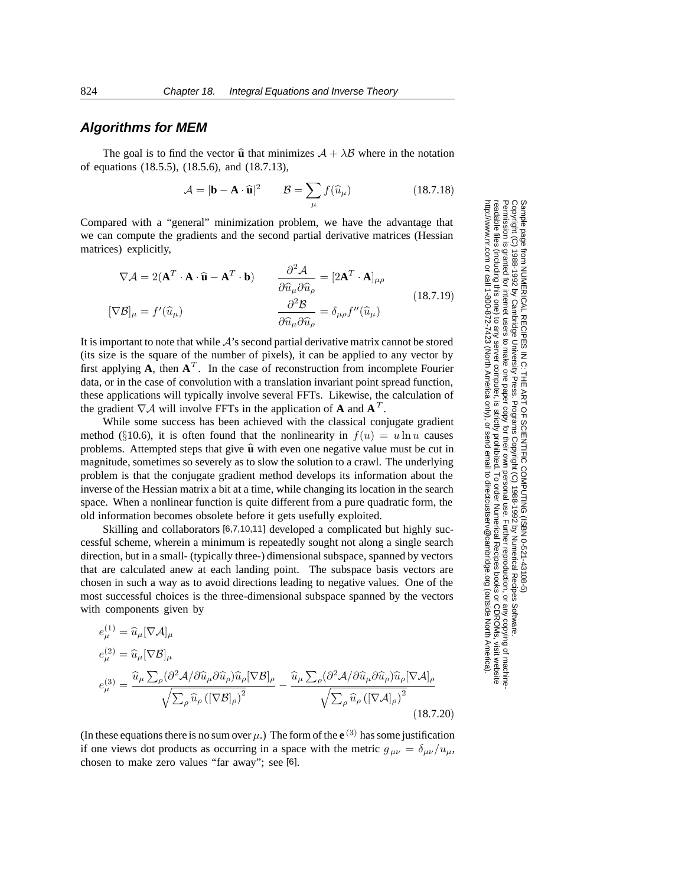### Algorithms for MEM

The goal is to find the vector $\widehat{\mathbf{u}}$ that minimizes $\mathcal{A} + \lambda\mathcal{B}$ where in the notation of equations (18.5.5), (18.5.6), and (18.7.13),

$$\mathcal{A} = |\mathbf{b} - \mathbf{A} \cdot \widehat{\mathbf{u}}|^2 \qquad \mathcal{B} = \sum_{\mu} f(\widehat{u}_\mu) \tag{18.7.18}$$

Compared with a "general" minimization problem, we have the advantage that we can compute the gradients and the second partial derivative matrices (Hessian matrices) explicitly,

$$\begin{aligned} \nabla\mathcal{A} &= 2(\mathbf{A}^T \cdot \mathbf{A} \cdot \widehat{\mathbf{u}} - \mathbf{A}^T \cdot \mathbf{b}) \qquad & \frac{\partial^2 \mathcal{A}}{\partial \widehat{u}_\mu \partial \widehat{u}_\rho} &= [2\mathbf{A}^T \cdot \mathbf{A}]_{\mu\rho} \\ [\nabla\mathcal{B}]_\mu &= f'(\widehat{u}_\mu) & \frac{\partial^2 \mathcal{B}}{\partial \widehat{u}_\mu \partial \widehat{u}_\rho} &= \delta_{\mu\rho} f''(\widehat{u}_\mu) \end{aligned} \tag{18.7.19}$$

It is important to note that while $\mathcal{A}$'s second partial derivative matrix cannot be stored (its size is the square of the number of pixels), it can be applied to any vector by first applying $\mathbf{A}$, then $\mathbf{A}^T$. In the case of reconstruction from incomplete Fourier data, or in the case of convolution with a translation invariant point spread function, these applications will typically involve several FFTs. Likewise, the calculation of the gradient $\nabla\mathcal{A}$ will involve FFTs in the application of $\mathbf{A}$ and $\mathbf{A}^T$.

While some success has been achieved with the classical conjugate gradient method (§10.6), it is often found that the nonlinearity in $f(u) = u \ln u$ causes problems. Attempted steps that give $\widehat{\mathbf{u}}$ with even one negative value must be cut in magnitude, sometimes so severely as to slow the solution to a crawl. The underlying problem is that the conjugate gradient method develops its information about the inverse of the Hessian matrix a bit at a time, while changing its location in the search space. When a nonlinear function is quite different from a pure quadratic form, the old information becomes obsolete before it gets usefully exploited.

Skilling and collaborators [6,7,10,11] developed a complicated but highly successful scheme, wherein a minimum is repeatedly sought not along a single search direction, but in a small- (typically three-) dimensional subspace, spanned by vectors that are calculated anew at each landing point. The subspace basis vectors are chosen in such a way as to avoid directions leading to negative values. One of the most successful choices is the three-dimensional subspace spanned by the vectors with components given by

$$\begin{aligned} e_\mu^{(1)} &= \widehat{u}_\mu [\nabla\mathcal{A}]_\mu \\ e_\mu^{(2)} &= \widehat{u}_\mu [\nabla\mathcal{B}]_\mu \\ e_\mu^{(3)} &= \frac{\widehat{u}_\mu \sum_\rho (\partial^2 \mathcal{A}/\partial \widehat{u}_\mu \partial \widehat{u}_\rho) \widehat{u}_\rho [\nabla\mathcal{B}]_\rho}{\sqrt{\sum_\rho \widehat{u}_\rho \left([\nabla\mathcal{B}]_\rho\right)^2}} - \frac{\widehat{u}_\mu \sum_\rho (\partial^2 \mathcal{A}/\partial \widehat{u}_\mu \partial \widehat{u}_\rho) \widehat{u}_\rho [\nabla\mathcal{A}]_\rho}{\sqrt{\sum_\rho \widehat{u}_\rho \left([\nabla\mathcal{A}]_\rho\right)^2}} \end{aligned} \tag{18.7.20}$$

(In these equations there is no sum over $\mu$.) The form of the $\mathbf{e}^{(3)}$ has some justification if one views dot products as occurring in a space with the metric $g_{\mu\nu} = \delta_{\mu\nu}/u_\mu$, chosen to make zero values "far away"; see [6].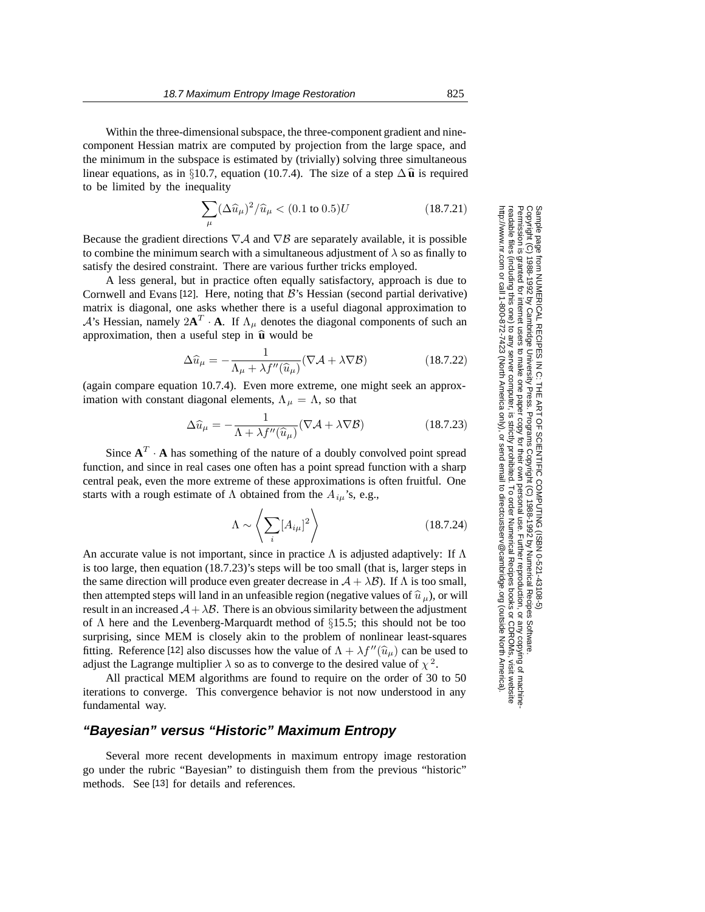Within the three-dimensional subspace, the three-component gradient and nine-component Hessian matrix are computed by projection from the large space, and the minimum in the subspace is estimated by (trivially) solving three simultaneous linear equations, as in §10.7, equation (10.7.4). The size of a step $\Delta\widehat{\mathbf{u}}$ is required to be limited by the inequality

$$\sum_{\mu}(\Delta\widehat{u}_{\mu})^2/\widehat{u}_{\mu} < (0.1 \text{ to } 0.5)U \tag{18.7.21}$$

Because the gradient directions $\nabla\mathcal{A}$ and $\nabla\mathcal{B}$ are separately available, it is possible to combine the minimum search with a simultaneous adjustment of $\lambda$ so as finally to satisfy the desired constraint. There are various further tricks employed.

A less general, but in practice often equally satisfactory, approach is due to Cornwell and Evans [12]. Here, noting that $\mathcal{B}$'s Hessian (second partial derivative) matrix is diagonal, one asks whether there is a useful diagonal approximation to $\mathcal{A}$'s Hessian, namely $2\mathbf{A}^T\cdot\mathbf{A}$. If $\Lambda_\mu$ denotes the diagonal components of such an approximation, then a useful step in $\widehat{\mathbf{u}}$ would be

$$\Delta\widehat{u}_{\mu} = -\frac{1}{\Lambda_\mu + \lambda f''(\widehat{u}_\mu)}(\nabla\mathcal{A} + \lambda\nabla\mathcal{B}) \tag{18.7.22}$$

(again compare equation 10.7.4). Even more extreme, one might seek an approximation with constant diagonal elements, $\Lambda_\mu = \Lambda$, so that

$$\Delta\widehat{u}_{\mu} = -\frac{1}{\Lambda + \lambda f''(\widehat{u}_\mu)}(\nabla\mathcal{A} + \lambda\nabla\mathcal{B}) \tag{18.7.23}$$

Since $\mathbf{A}^T\cdot\mathbf{A}$ has something of the nature of a doubly convolved point spread function, and since in real cases one often has a point spread function with a sharp central peak, even the more extreme of these approximations is often fruitful. One starts with a rough estimate of $\Lambda$ obtained from the $A_{i\mu}$'s, e.g.,

$$\Lambda \sim \left\langle \sum_i [A_{i\mu}]^2 \right\rangle \tag{18.7.24}$$

An accurate value is not important, since in practice $\Lambda$ is adjusted adaptively: If $\Lambda$ is too large, then equation (18.7.23)'s steps will be too small (that is, larger steps in the same direction will produce even greater decrease in $\mathcal{A}+\lambda\mathcal{B}$). If $\Lambda$ is too small, then attempted steps will land in an unfeasible region (negative values of $\widehat{u}_\mu$), or will result in an increased $\mathcal{A}+\lambda\mathcal{B}$. There is an obvious similarity between the adjustment of $\Lambda$ here and the Levenberg-Marquardt method of §15.5; this should not be too surprising, since MEM is closely akin to the problem of nonlinear least-squares fitting. Reference [12] also discusses how the value of $\Lambda + \lambda f''(\widehat{u}_\mu)$ can be used to adjust the Lagrange multiplier $\lambda$ so as to converge to the desired value of $\chi^2$.

All practical MEM algorithms are found to require on the order of 30 to 50 iterations to converge. This convergence behavior is not now understood in any fundamental way.

## "Bayesian" versus "Historic" Maximum Entropy

Several more recent developments in maximum entropy image restoration go under the rubric "Bayesian" to distinguish them from the previous "historic" methods. See [13] for details and references.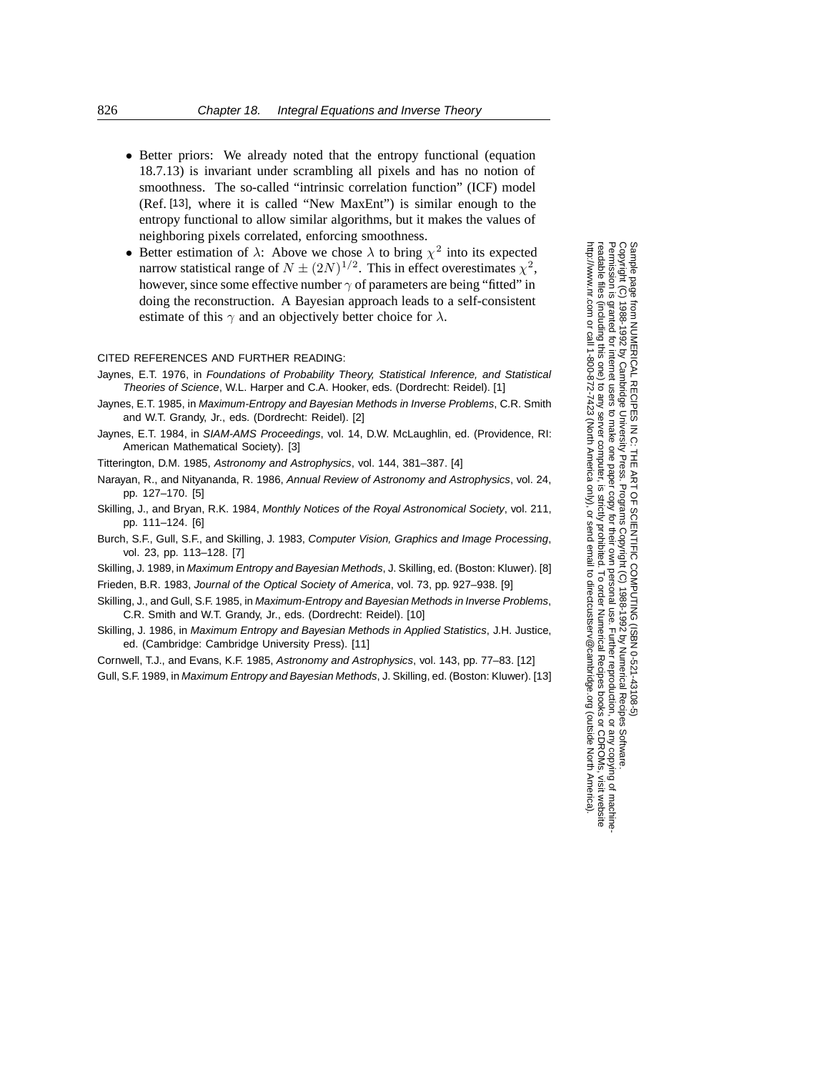- Better priors: We already noted that the entropy functional (equation 18.7.13) is invariant under scrambling all pixels and has no notion of smoothness. The so-called "intrinsic correlation function" (ICF) model (Ref. [13], where it is called "New MaxEnt") is similar enough to the entropy functional to allow similar algorithms, but it makes the values of neighboring pixels correlated, enforcing smoothness.
- Better estimation of $\lambda$: Above we chose $\lambda$ to bring $\chi^2$ into its expected narrow statistical range of $N \pm (2N)^{1/2}$. This in effect overestimates $\chi^2$, however, since some effective number $\gamma$ of parameters are being "fitted" in doing the reconstruction. A Bayesian approach leads to a self-consistent estimate of this $\gamma$ and an objectively better choice for $\lambda$.

CITED REFERENCES AND FURTHER READING:

Jaynes, E.T. 1976, in *Foundations of Probability Theory, Statistical Inference, and Statistical Theories of Science*, W.L. Harper and C.A. Hooker, eds. (Dordrecht: Reidel). [1]

Jaynes, E.T. 1985, in *Maximum-Entropy and Bayesian Methods in Inverse Problems*, C.R. Smith and W.T. Grandy, Jr., eds. (Dordrecht: Reidel). [2]

Jaynes, E.T. 1984, in *SIAM-AMS Proceedings*, vol. 14, D.W. McLaughlin, ed. (Providence, RI: American Mathematical Society). [3]

Titterington, D.M. 1985, *Astronomy and Astrophysics*, vol. 144, 381–387. [4]

Narayan, R., and Nityananda, R. 1986, *Annual Review of Astronomy and Astrophysics*, vol. 24, pp. 127–170. [5]

Skilling, J., and Bryan, R.K. 1984, *Monthly Notices of the Royal Astronomical Society*, vol. 211, pp. 111–124. [6]

Burch, S.F., Gull, S.F., and Skilling, J. 1983, *Computer Vision, Graphics and Image Processing*, vol. 23, pp. 113–128. [7]

Skilling, J. 1989, in *Maximum Entropy and Bayesian Methods*, J. Skilling, ed. (Boston: Kluwer). [8]

Frieden, B.R. 1983, *Journal of the Optical Society of America*, vol. 73, pp. 927–938. [9]

Skilling, J., and Gull, S.F. 1985, in *Maximum-Entropy and Bayesian Methods in Inverse Problems*, C.R. Smith and W.T. Grandy, Jr., eds. (Dordrecht: Reidel). [10]

Skilling, J. 1986, in *Maximum Entropy and Bayesian Methods in Applied Statistics*, J.H. Justice, ed. (Cambridge: Cambridge University Press). [11]

Cornwell, T.J., and Evans, K.F. 1985, *Astronomy and Astrophysics*, vol. 143, pp. 77–83. [12]

Gull, S.F. 1989, in *Maximum Entropy and Bayesian Methods*, J. Skilling, ed. (Boston: Kluwer). [13]